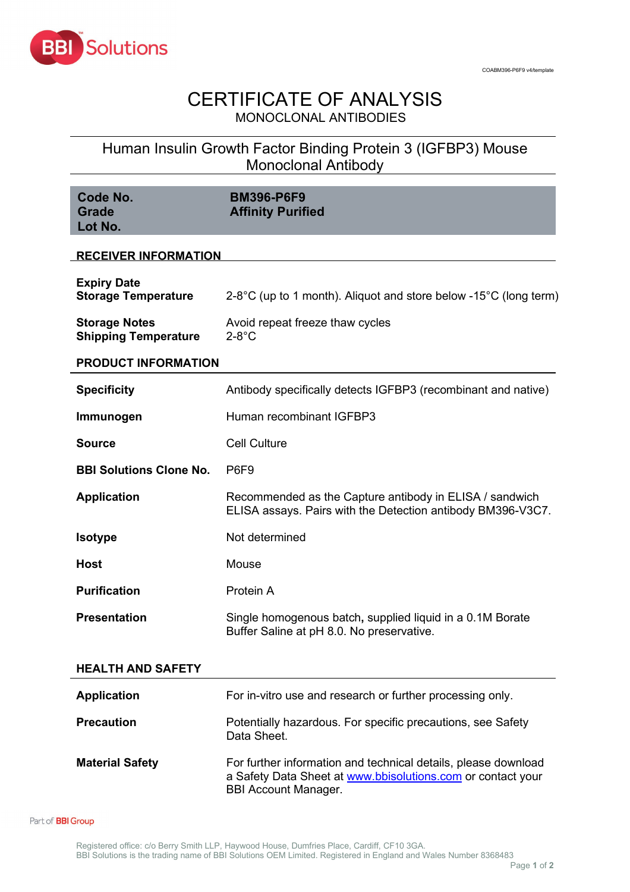COABM396-P6F9 v4/template

# CERTIFICATE OF ANALYSIS

MONOCLONAL ANTIBODIES

## Human Insulin Growth Factor Binding Protein 3 (IGFBP3) Mouse Monoclonal Antibody

| | |
|---|---|
| **Code No.** | **BM396-P6F9** |
| **Grade** | **Affinity Purified** |
| **Lot No.** | |

### RECEIVER INFORMATION

| | |
|---|---|
| **Expiry Date** | |
| **Storage Temperature** | 2-8°C (up to 1 month). Aliquot and store below -15°C (long term) |
| **Storage Notes** | Avoid repeat freeze thaw cycles |
| **Shipping Temperature** | 2-8°C |

### PRODUCT INFORMATION

| | |
|---|---|
| **Specificity** | Antibody specifically detects IGFBP3 (recombinant and native) |
| **Immunogen** | Human recombinant IGFBP3 |
| **Source** | Cell Culture |
| **BBI Solutions Clone No.** | P6F9 |
| **Application** | Recommended as the Capture antibody in ELISA / sandwich ELISA assays. Pairs with the Detection antibody BM396-V3C7. |
| **Isotype** | Not determined |
| **Host** | Mouse |
| **Purification** | Protein A |
| **Presentation** | Single homogenous batch, supplied liquid in a 0.1M Borate Buffer Saline at pH 8.0. No preservative. |

### HEALTH AND SAFETY

| | |
|---|---|
| **Application** | For in-vitro use and research or further processing only. |
| **Precaution** | Potentially hazardous. For specific precautions, see Safety Data Sheet. |
| **Material Safety** | For further information and technical details, please download a Safety Data Sheet at [www.bbisolutions.com](http://www.bbisolutions.com) or contact your BBI Account Manager. |

Part of BBI Group

Registered office: c/o Berry Smith LLP, Haywood House, Dumfries Place, Cardiff, CF10 3GA.
BBI Solutions is the trading name of BBI Solutions OEM Limited. Registered in England and Wales Number 8368483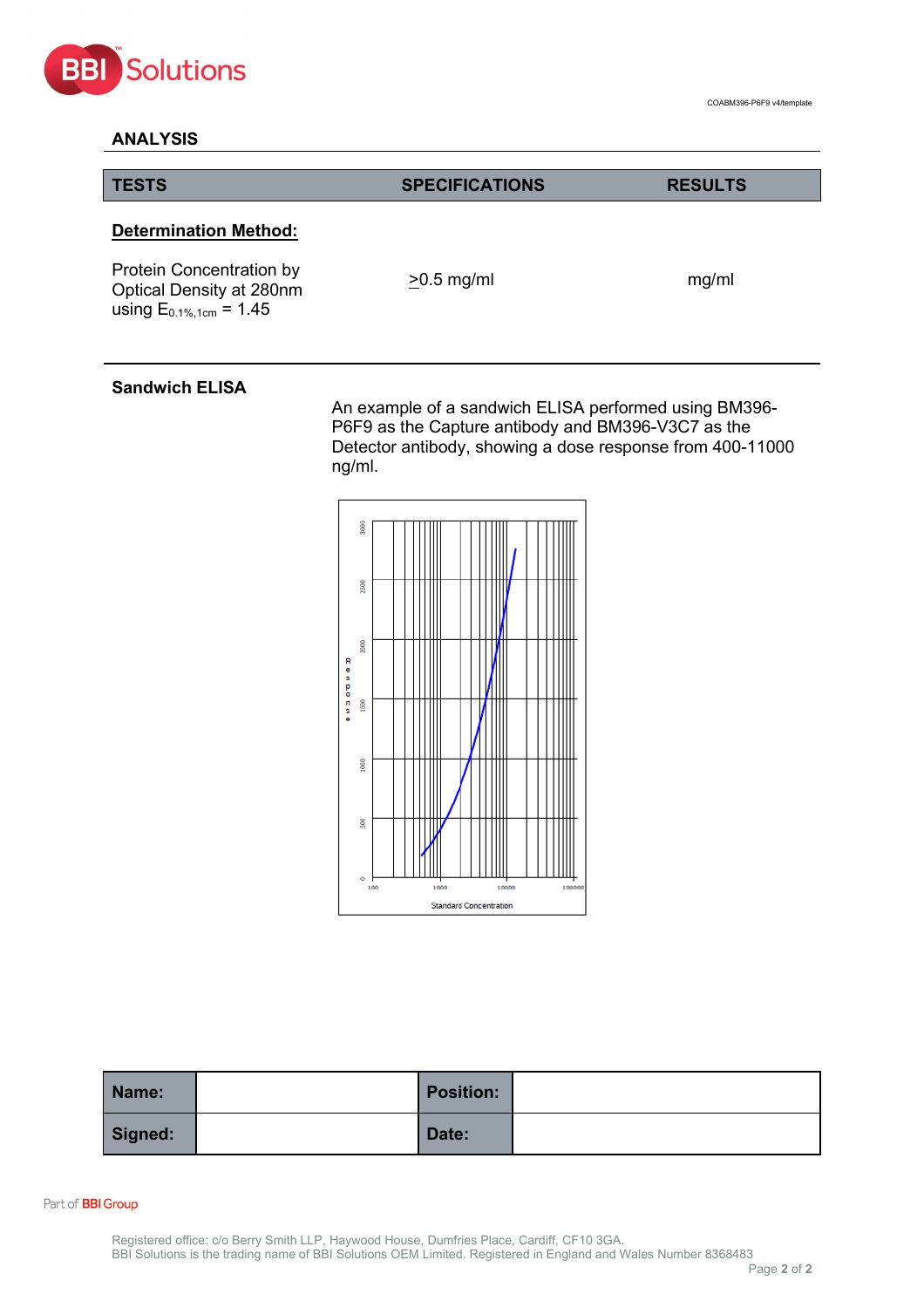## ANALYSIS

| TESTS | SPECIFICATIONS | RESULTS |
|---|---|---|
| **Determination Method:** | | |
| Protein Concentration by Optical Density at 280nm using $E_{0.1\%,1cm}$ = 1.45 | >0.5 mg/ml | mg/ml |

**Sandwich ELISA**

An example of a sandwich ELISA performed using BM396-P6F9 as the Capture antibody and BM396-V3C7 as the Detector antibody, showing a dose response from 400-11000 ng/ml.

Response

0
500
1000
1500
2000
2500
3000

100
1000
10000
100000

Standard Concentration

| | | | |
|---|---|---|---|
| **Name:** | | **Position:** | |
| **Signed:** | | **Date:** | |

Part of BBI Group

Registered office: c/o Berry Smith LLP, Haywood House, Dumfries Place, Cardiff, CF10 3GA.
BBI Solutions is the trading name of BBI Solutions OEM Limited. Registered in England and Wales Number 8368483